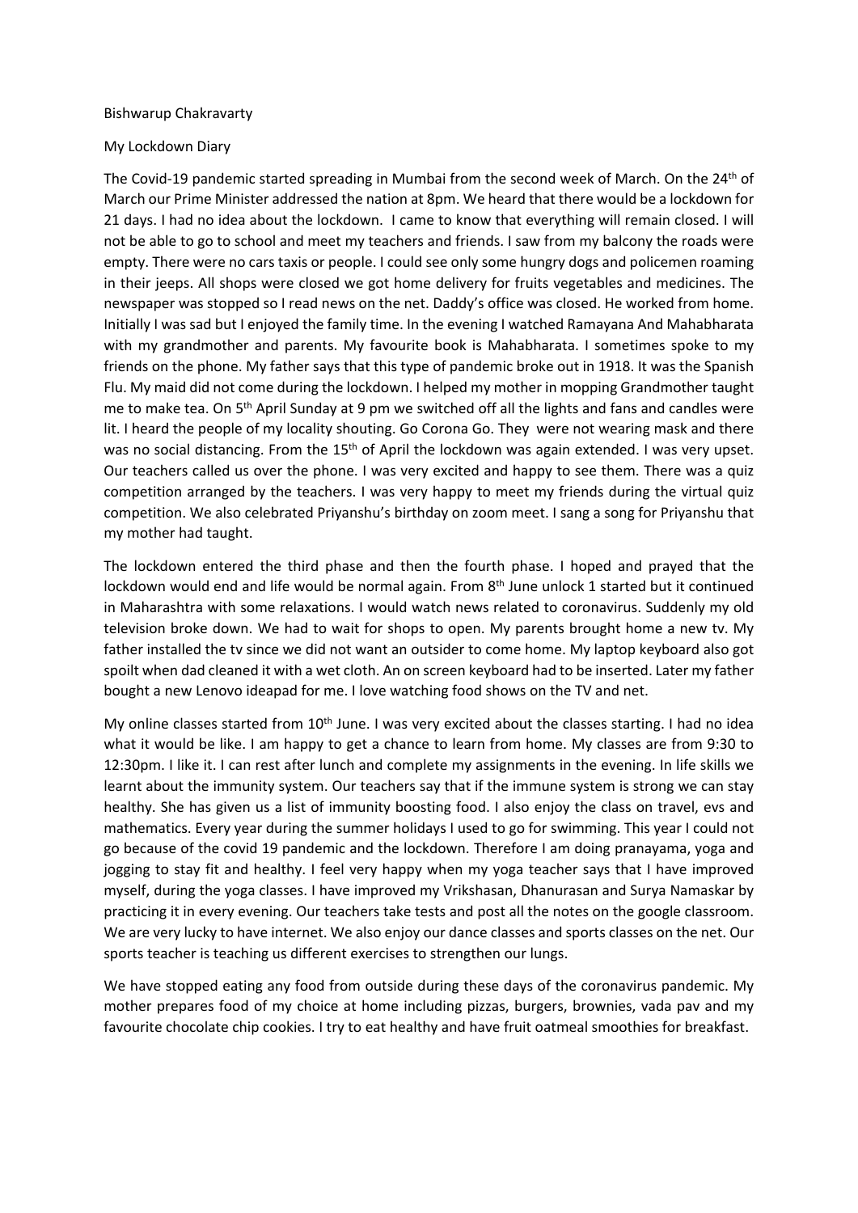Bishwarup Chakravarty

My Lockdown Diary

The Covid-19 pandemic started spreading in Mumbai from the second week of March. On the 24th of March our Prime Minister addressed the nation at 8pm. We heard that there would be a lockdown for 21 days. I had no idea about the lockdown. I came to know that everything will remain closed. I will not be able to go to school and meet my teachers and friends. I saw from my balcony the roads were empty. There were no cars taxis or people. I could see only some hungry dogs and policemen roaming in their jeeps. All shops were closed we got home delivery for fruits vegetables and medicines. The newspaper was stopped so I read news on the net. Daddy's office was closed. He worked from home. Initially I was sad but I enjoyed the family time. In the evening I watched Ramayana And Mahabharata with my grandmother and parents. My favourite book is Mahabharata. I sometimes spoke to my friends on the phone. My father says that this type of pandemic broke out in 1918. It was the Spanish Flu. My maid did not come during the lockdown. I helped my mother in mopping Grandmother taught me to make tea. On 5th April Sunday at 9 pm we switched off all the lights and fans and candles were lit. I heard the people of my locality shouting. Go Corona Go. They were not wearing mask and there was no social distancing. From the 15th of April the lockdown was again extended. I was very upset. Our teachers called us over the phone. I was very excited and happy to see them. There was a quiz competition arranged by the teachers. I was very happy to meet my friends during the virtual quiz competition. We also celebrated Priyanshu's birthday on zoom meet. I sang a song for Priyanshu that my mother had taught.

The lockdown entered the third phase and then the fourth phase. I hoped and prayed that the lockdown would end and life would be normal again. From 8th June unlock 1 started but it continued in Maharashtra with some relaxations. I would watch news related to coronavirus. Suddenly my old television broke down. We had to wait for shops to open. My parents brought home a new tv. My father installed the tv since we did not want an outsider to come home. My laptop keyboard also got spoilt when dad cleaned it with a wet cloth. An on screen keyboard had to be inserted. Later my father bought a new Lenovo ideapad for me. I love watching food shows on the TV and net.

My online classes started from 10th June. I was very excited about the classes starting. I had no idea what it would be like. I am happy to get a chance to learn from home. My classes are from 9:30 to 12:30pm. I like it. I can rest after lunch and complete my assignments in the evening. In life skills we learnt about the immunity system. Our teachers say that if the immune system is strong we can stay healthy. She has given us a list of immunity boosting food. I also enjoy the class on travel, evs and mathematics. Every year during the summer holidays I used to go for swimming. This year I could not go because of the covid 19 pandemic and the lockdown. Therefore I am doing pranayama, yoga and jogging to stay fit and healthy. I feel very happy when my yoga teacher says that I have improved myself, during the yoga classes. I have improved my Vrikshasan, Dhanurasan and Surya Namaskar by practicing it in every evening. Our teachers take tests and post all the notes on the google classroom. We are very lucky to have internet. We also enjoy our dance classes and sports classes on the net. Our sports teacher is teaching us different exercises to strengthen our lungs.

We have stopped eating any food from outside during these days of the coronavirus pandemic. My mother prepares food of my choice at home including pizzas, burgers, brownies, vada pav and my favourite chocolate chip cookies. I try to eat healthy and have fruit oatmeal smoothies for breakfast.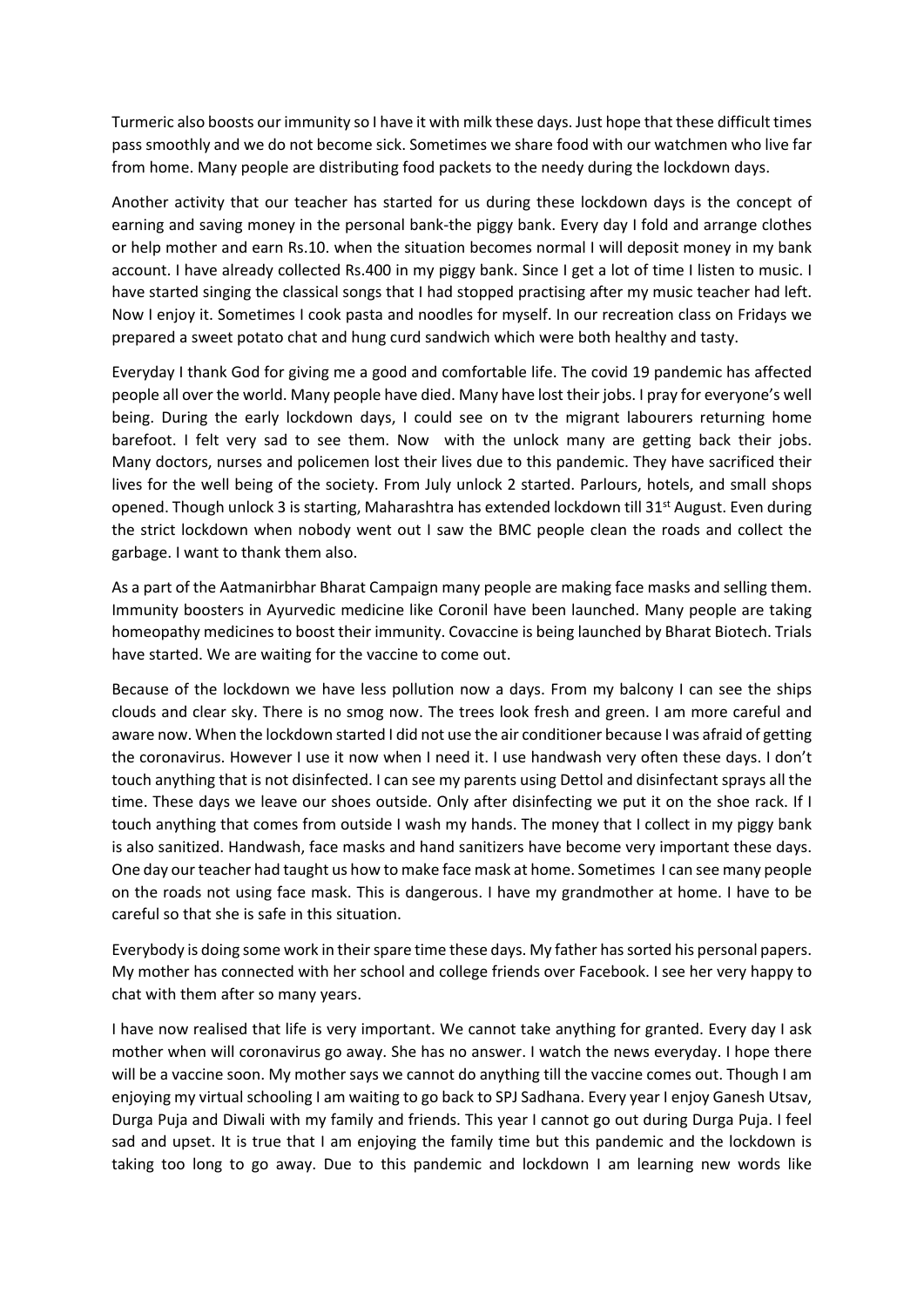Turmeric also boosts our immunity so I have it with milk these days. Just hope that these difficult times pass smoothly and we do not become sick. Sometimes we share food with our watchmen who live far from home. Many people are distributing food packets to the needy during the lockdown days.

Another activity that our teacher has started for us during these lockdown days is the concept of earning and saving money in the personal bank-the piggy bank. Every day I fold and arrange clothes or help mother and earn Rs.10. when the situation becomes normal I will deposit money in my bank account. I have already collected Rs.400 in my piggy bank. Since I get a lot of time I listen to music. I have started singing the classical songs that I had stopped practising after my music teacher had left. Now I enjoy it. Sometimes I cook pasta and noodles for myself. In our recreation class on Fridays we prepared a sweet potato chat and hung curd sandwich which were both healthy and tasty.

Everyday I thank God for giving me a good and comfortable life. The covid 19 pandemic has affected people all over the world. Many people have died. Many have lost their jobs. I pray for everyone's well being. During the early lockdown days, I could see on tv the migrant labourers returning home barefoot. I felt very sad to see them. Now with the unlock many are getting back their jobs. Many doctors, nurses and policemen lost their lives due to this pandemic. They have sacrificed their lives for the well being of the society. From July unlock 2 started. Parlours, hotels, and small shops opened. Though unlock 3 is starting, Maharashtra has extended lockdown till 31st August. Even during the strict lockdown when nobody went out I saw the BMC people clean the roads and collect the garbage. I want to thank them also.

As a part of the Aatmanirbhar Bharat Campaign many people are making face masks and selling them. Immunity boosters in Ayurvedic medicine like Coronil have been launched. Many people are taking homeopathy medicines to boost their immunity. Covaccine is being launched by Bharat Biotech. Trials have started. We are waiting for the vaccine to come out.

Because of the lockdown we have less pollution now a days. From my balcony I can see the ships clouds and clear sky. There is no smog now. The trees look fresh and green. I am more careful and aware now. When the lockdown started I did not use the air conditioner because I was afraid of getting the coronavirus. However I use it now when I need it. I use handwash very often these days. I don't touch anything that is not disinfected. I can see my parents using Dettol and disinfectant sprays all the time. These days we leave our shoes outside. Only after disinfecting we put it on the shoe rack. If I touch anything that comes from outside I wash my hands. The money that I collect in my piggy bank is also sanitized. Handwash, face masks and hand sanitizers have become very important these days. One day our teacher had taught us how to make face mask at home. Sometimes I can see many people on the roads not using face mask. This is dangerous. I have my grandmother at home. I have to be careful so that she is safe in this situation.

Everybody is doing some work in their spare time these days. My father has sorted his personal papers. My mother has connected with her school and college friends over Facebook. I see her very happy to chat with them after so many years.

I have now realised that life is very important. We cannot take anything for granted. Every day I ask mother when will coronavirus go away. She has no answer. I watch the news everyday. I hope there will be a vaccine soon. My mother says we cannot do anything till the vaccine comes out. Though I am enjoying my virtual schooling I am waiting to go back to SPJ Sadhana. Every year I enjoy Ganesh Utsav, Durga Puja and Diwali with my family and friends. This year I cannot go out during Durga Puja. I feel sad and upset. It is true that I am enjoying the family time but this pandemic and the lockdown is taking too long to go away. Due to this pandemic and lockdown I am learning new words like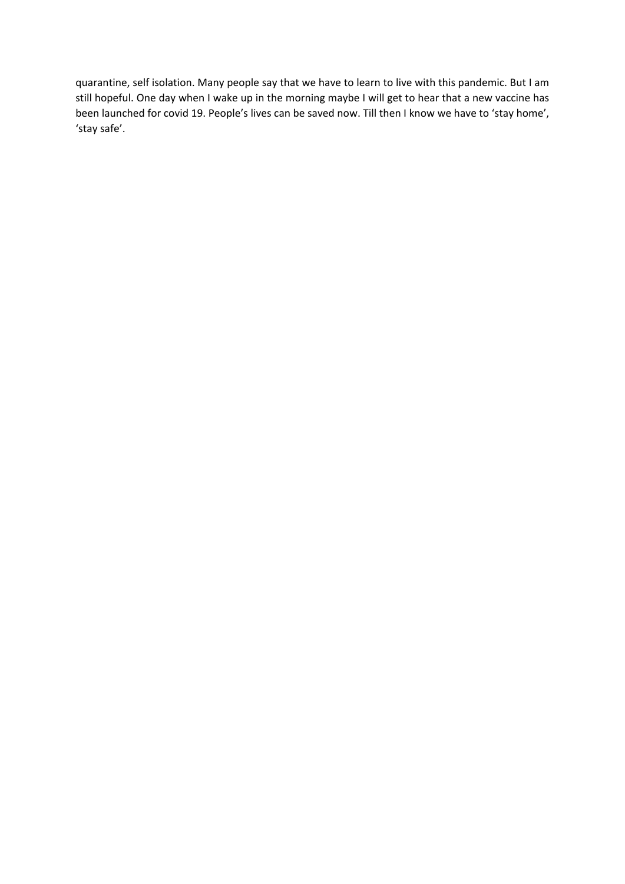quarantine, self isolation. Many people say that we have to learn to live with this pandemic. But I am still hopeful. One day when I wake up in the morning maybe I will get to hear that a new vaccine has been launched for covid 19. People's lives can be saved now. Till then I know we have to 'stay home', 'stay safe'.